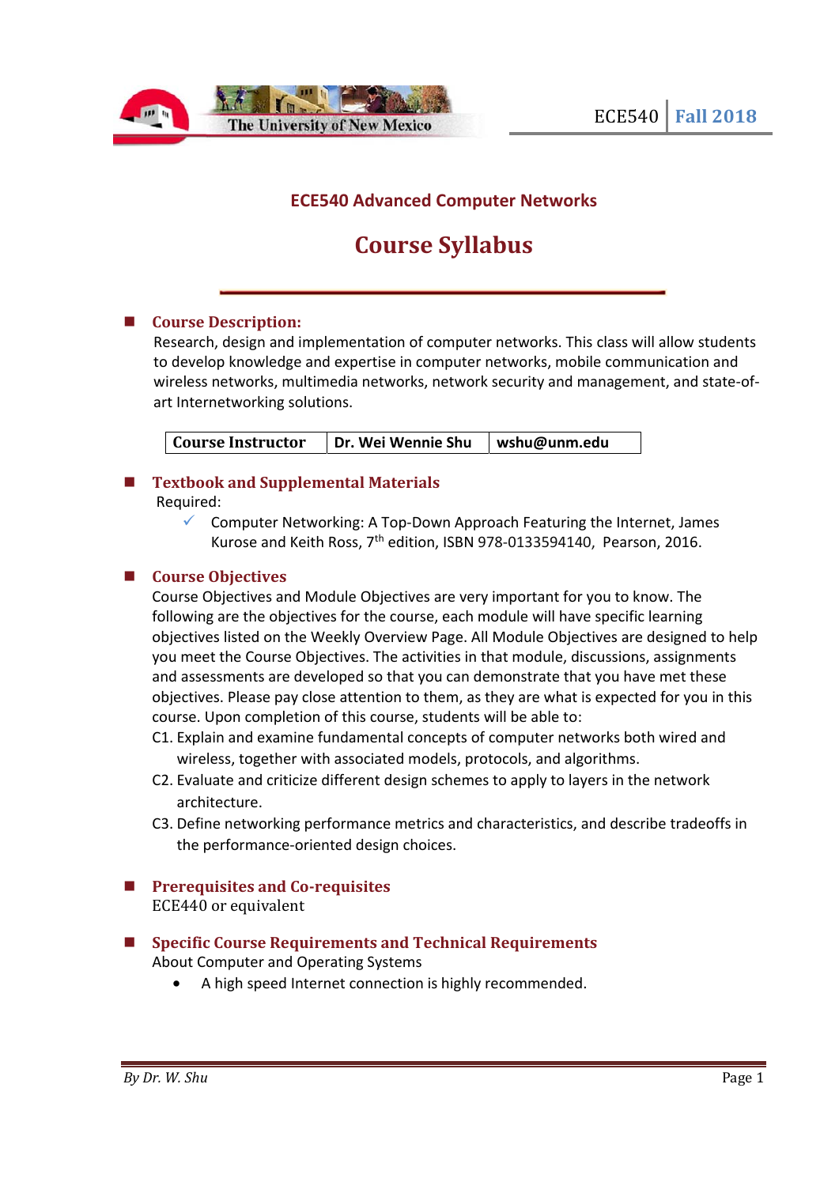# ECE540 Advanced Computer Networks

# Course Syllabus

## Course Description:

Research, design and implementation of computer networks. This class will allow students to develop knowledge and expertise in computer networks, mobile communication and wireless networks, multimedia networks, network security and management, and state-of-art Internetworking solutions.

| Course Instructor | Dr. Wei Wennie Shu | wshu@unm.edu |
|---|---|---|

## Textbook and Supplemental Materials

Required:

- ✓ Computer Networking: A Top-Down Approach Featuring the Internet, James Kurose and Keith Ross, 7th edition, ISBN 978-0133594140, Pearson, 2016.

## Course Objectives

Course Objectives and Module Objectives are very important for you to know. The following are the objectives for the course, each module will have specific learning objectives listed on the Weekly Overview Page. All Module Objectives are designed to help you meet the Course Objectives. The activities in that module, discussions, assignments and assessments are developed so that you can demonstrate that you have met these objectives. Please pay close attention to them, as they are what is expected for you in this course. Upon completion of this course, students will be able to:

C1. Explain and examine fundamental concepts of computer networks both wired and wireless, together with associated models, protocols, and algorithms.

C2. Evaluate and criticize different design schemes to apply to layers in the network architecture.

C3. Define networking performance metrics and characteristics, and describe tradeoffs in the performance-oriented design choices.

## Prerequisites and Co-requisites

ECE440 or equivalent

## Specific Course Requirements and Technical Requirements

About Computer and Operating Systems

- A high speed Internet connection is highly recommended.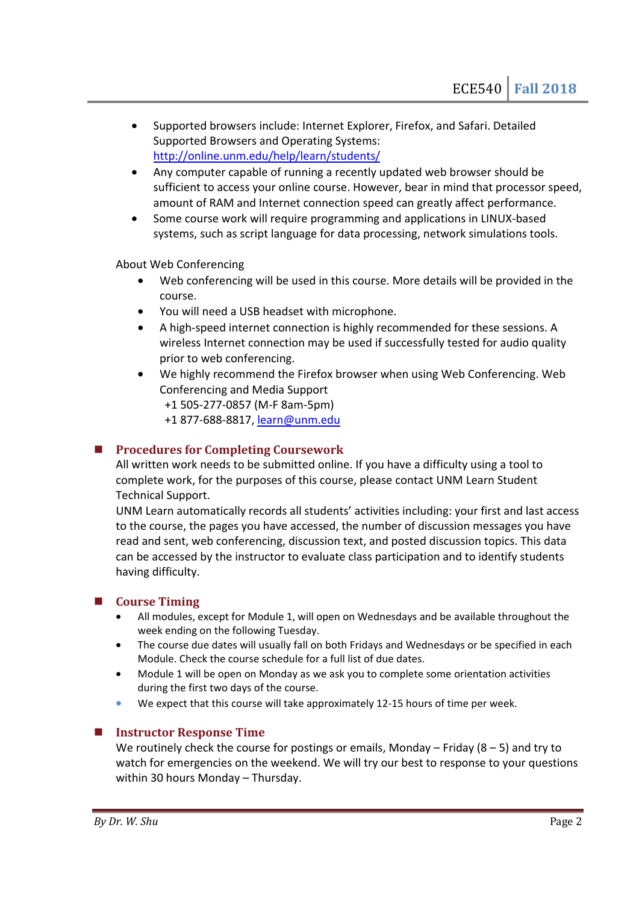- Supported browsers include: Internet Explorer, Firefox, and Safari. Detailed Supported Browsers and Operating Systems: http://online.unm.edu/help/learn/students/
- Any computer capable of running a recently updated web browser should be sufficient to access your online course. However, bear in mind that processor speed, amount of RAM and Internet connection speed can greatly affect performance.
- Some course work will require programming and applications in LINUX-based systems, such as script language for data processing, network simulations tools.

About Web Conferencing

- Web conferencing will be used in this course. More details will be provided in the course.
- You will need a USB headset with microphone.
- A high-speed internet connection is highly recommended for these sessions. A wireless Internet connection may be used if successfully tested for audio quality prior to web conferencing.
- We highly recommend the Firefox browser when using Web Conferencing. Web Conferencing and Media Support
  +1 505-277-0857 (M-F 8am-5pm)
  +1 877-688-8817, learn@unm.edu

## Procedures for Completing Coursework

All written work needs to be submitted online. If you have a difficulty using a tool to complete work, for the purposes of this course, please contact UNM Learn Student Technical Support.
UNM Learn automatically records all students' activities including: your first and last access to the course, the pages you have accessed, the number of discussion messages you have read and sent, web conferencing, discussion text, and posted discussion topics. This data can be accessed by the instructor to evaluate class participation and to identify students having difficulty.

## Course Timing

- All modules, except for Module 1, will open on Wednesdays and be available throughout the week ending on the following Tuesday.
- The course due dates will usually fall on both Fridays and Wednesdays or be specified in each Module. Check the course schedule for a full list of due dates.
- Module 1 will be open on Monday as we ask you to complete some orientation activities during the first two days of the course.
- We expect that this course will take approximately 12-15 hours of time per week.

## Instructor Response Time

We routinely check the course for postings or emails, Monday – Friday (8 – 5) and try to watch for emergencies on the weekend. We will try our best to response to your questions within 30 hours Monday – Thursday.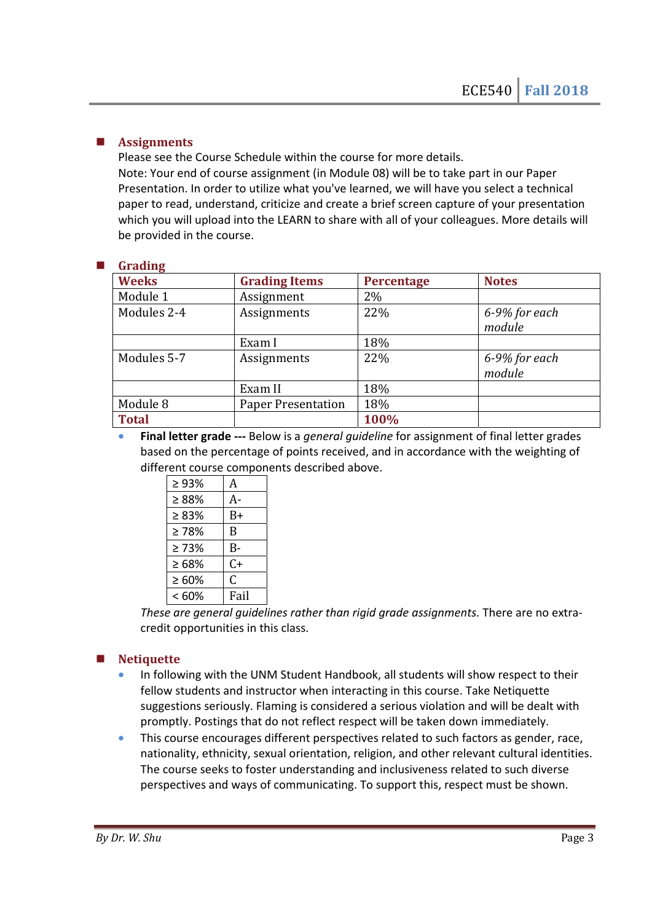## Assignments

Please see the Course Schedule within the course for more details.
Note: Your end of course assignment (in Module 08) will be to take part in our Paper Presentation. In order to utilize what you've learned, we will have you select a technical paper to read, understand, criticize and create a brief screen capture of your presentation which you will upload into the LEARN to share with all of your colleagues. More details will be provided in the course.

## Grading

| Weeks | Grading Items | Percentage | Notes |
|---|---|---|---|
| Module 1 | Assignment | 2% | |
| Modules 2-4 | Assignments | 22% | *6-9% for each module* |
| | Exam I | 18% | |
| Modules 5-7 | Assignments | 22% | *6-9% for each module* |
| | Exam II | 18% | |
| Module 8 | Paper Presentation | 18% | |
| **Total** | | **100%** | |

- **Final letter grade ---** Below is a *general guideline* for assignment of final letter grades based on the percentage of points received, and in accordance with the weighting of different course components described above.

| | |
|---|---|
| ≥ 93% | A |
| ≥ 88% | A- |
| ≥ 83% | B+ |
| ≥ 78% | B |
| ≥ 73% | B- |
| ≥ 68% | C+ |
| ≥ 60% | C |
| < 60% | Fail |

*These are general guidelines rather than rigid grade assignments.* There are no extra-credit opportunities in this class.

## Netiquette

- In following with the UNM Student Handbook, all students will show respect to their fellow students and instructor when interacting in this course. Take Netiquette suggestions seriously. Flaming is considered a serious violation and will be dealt with promptly. Postings that do not reflect respect will be taken down immediately.
- This course encourages different perspectives related to such factors as gender, race, nationality, ethnicity, sexual orientation, religion, and other relevant cultural identities. The course seeks to foster understanding and inclusiveness related to such diverse perspectives and ways of communicating. To support this, respect must be shown.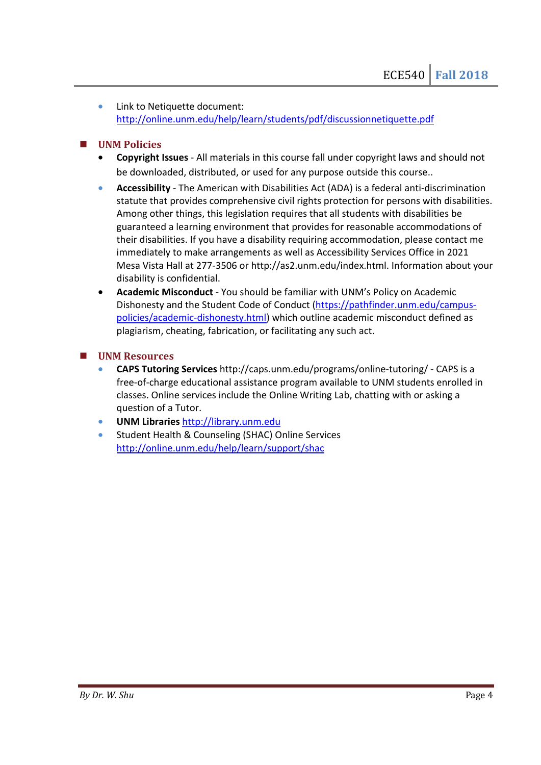- Link to Netiquette document: http://online.unm.edu/help/learn/students/pdf/discussionnetiquette.pdf

## UNM Policies

- **Copyright Issues** - All materials in this course fall under copyright laws and should not be downloaded, distributed, or used for any purpose outside this course..
- **Accessibility** - The American with Disabilities Act (ADA) is a federal anti-discrimination statute that provides comprehensive civil rights protection for persons with disabilities. Among other things, this legislation requires that all students with disabilities be guaranteed a learning environment that provides for reasonable accommodations of their disabilities. If you have a disability requiring accommodation, please contact me immediately to make arrangements as well as Accessibility Services Office in 2021 Mesa Vista Hall at 277-3506 or http://as2.unm.edu/index.html. Information about your disability is confidential.
- **Academic Misconduct** - You should be familiar with UNM's Policy on Academic Dishonesty and the Student Code of Conduct (https://pathfinder.unm.edu/campus-policies/academic-dishonesty.html) which outline academic misconduct defined as plagiarism, cheating, fabrication, or facilitating any such act.

## UNM Resources

- **CAPS Tutoring Services** http://caps.unm.edu/programs/online-tutoring/ - CAPS is a free-of-charge educational assistance program available to UNM students enrolled in classes. Online services include the Online Writing Lab, chatting with or asking a question of a Tutor.
- **UNM Libraries** http://library.unm.edu
- Student Health & Counseling (SHAC) Online Services http://online.unm.edu/help/learn/support/shac